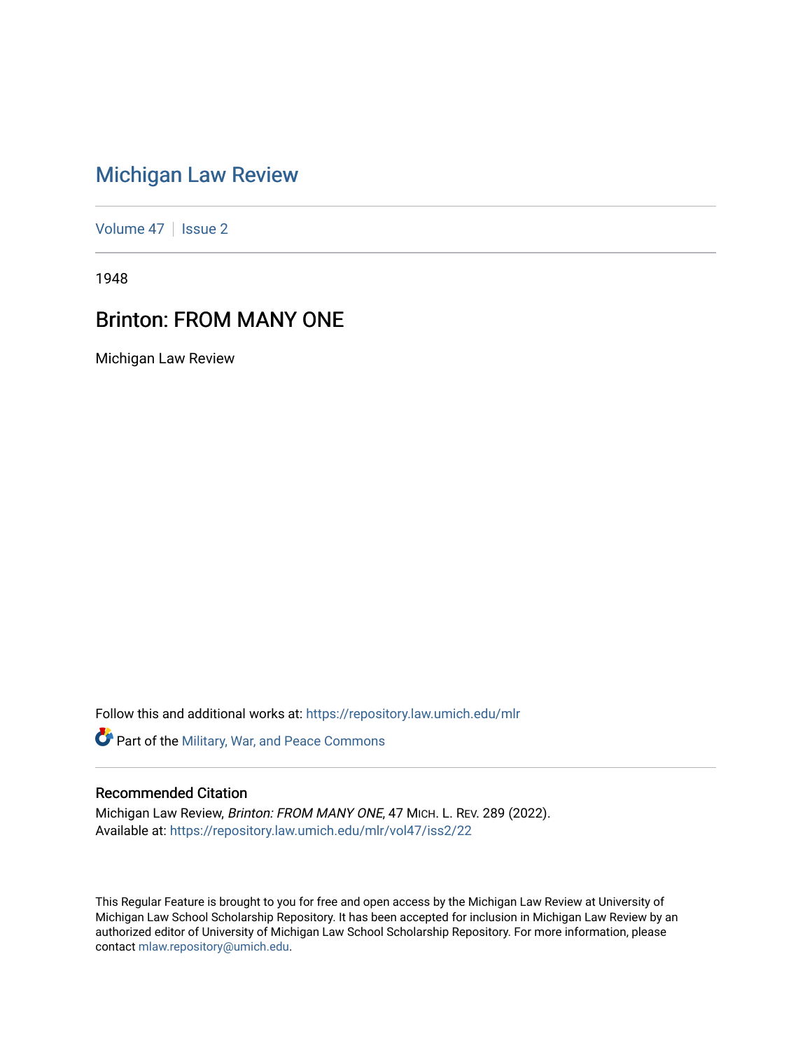# Michigan Law Review

Volume 47 | Issue 2

1948

## Brinton: FROM MANY ONE

Michigan Law Review

Follow this and additional works at: https://repository.law.umich.edu/mlr

Part of the Military, War, and Peace Commons

### Recommended Citation

Michigan Law Review, *Brinton: FROM MANY ONE*, 47 MICH. L. REV. 289 (2022).
Available at: https://repository.law.umich.edu/mlr/vol47/iss2/22

This Regular Feature is brought to you for free and open access by the Michigan Law Review at University of Michigan Law School Scholarship Repository. It has been accepted for inclusion in Michigan Law Review by an authorized editor of University of Michigan Law School Scholarship Repository. For more information, please contact mlaw.repository@umich.edu.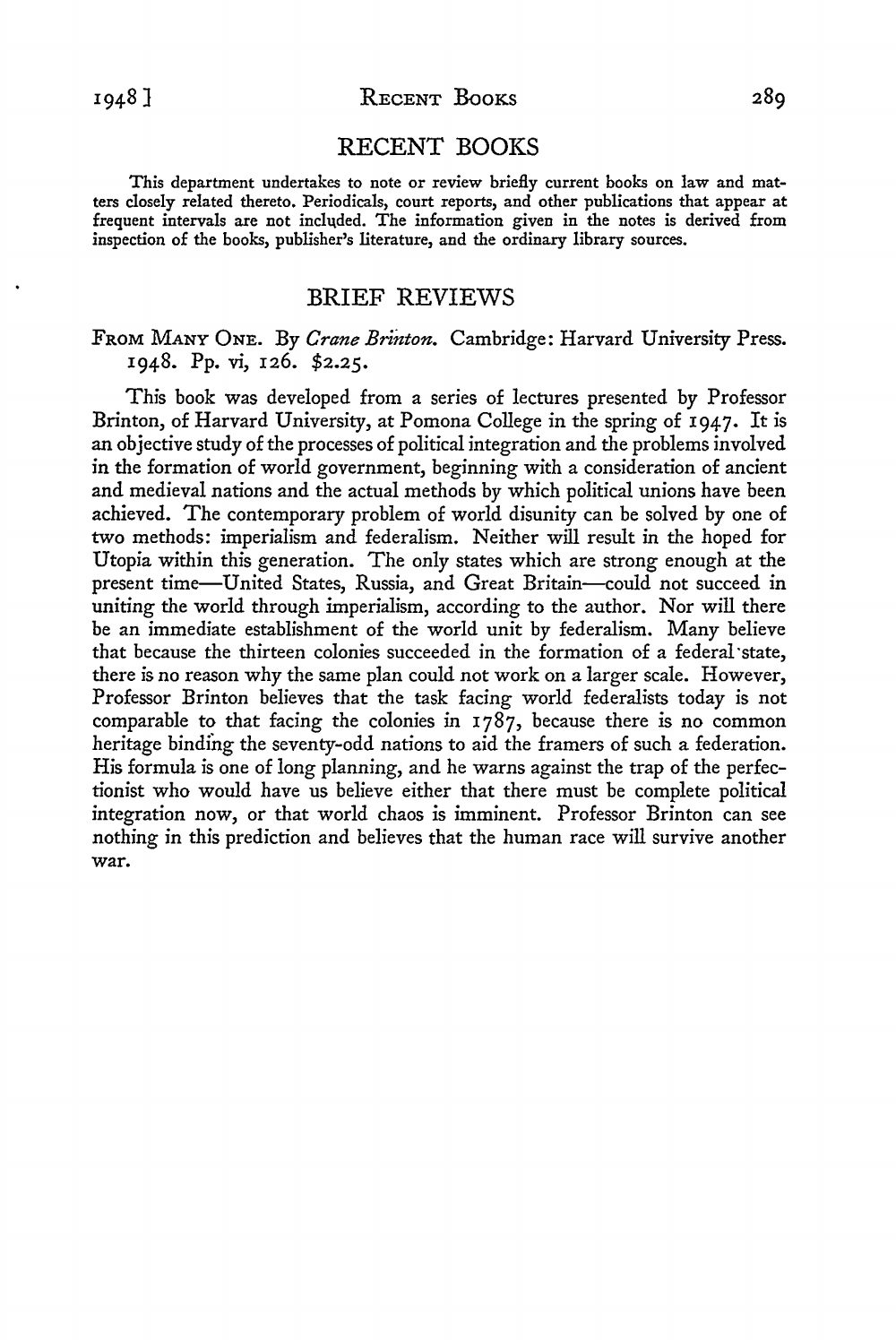# RECENT BOOKS

This department undertakes to note or review briefly current books on law and matters closely related thereto. Periodicals, court reports, and other publications that appear at frequent intervals are not included. The information given in the notes is derived from inspection of the books, publisher's literature, and the ordinary library sources.

## BRIEF REVIEWS

FROM MANY ONE. By *Crane Brinton.* Cambridge: Harvard University Press. 1948. Pp. vi, 126. $2.25.

This book was developed from a series of lectures presented by Professor Brinton, of Harvard University, at Pomona College in the spring of 1947. It is an objective study of the processes of political integration and the problems involved in the formation of world government, beginning with a consideration of ancient and medieval nations and the actual methods by which political unions have been achieved. The contemporary problem of world disunity can be solved by one of two methods: imperialism and federalism. Neither will result in the hoped for Utopia within this generation. The only states which are strong enough at the present time—United States, Russia, and Great Britain—could not succeed in uniting the world through imperialism, according to the author. Nor will there be an immediate establishment of the world unit by federalism. Many believe that because the thirteen colonies succeeded in the formation of a federal state, there is no reason why the same plan could not work on a larger scale. However, Professor Brinton believes that the task facing world federalists today is not comparable to that facing the colonies in 1787, because there is no common heritage binding the seventy-odd nations to aid the framers of such a federation. His formula is one of long planning, and he warns against the trap of the perfectionist who would have us believe either that there must be complete political integration now, or that world chaos is imminent. Professor Brinton can see nothing in this prediction and believes that the human race will survive another war.